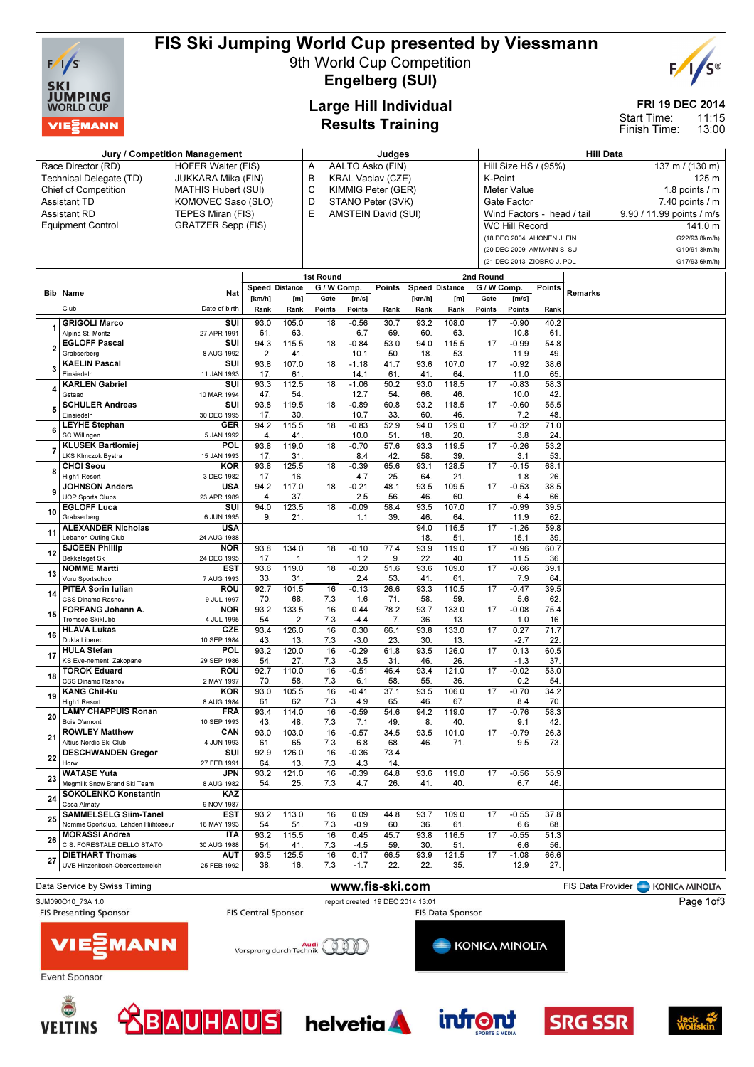# FIS Ski Jumping World Cup presented by Viessmann

9th World Cup Competition

**Engelberg (SUI)**

## Large Hill Individual
## Results Training

FRI 19 DEC 2014
Start Time: 11:15
Finish Time: 13:00

| Jury / Competition Management | | Judges | | Hill Data | |
|---|---|---|---|---|---|
| Race Director (RD) | HOFER Walter (FIS) | A | AALTO Asko (FIN) | Hill Size HS / (95%) | 137 m / (130 m) |
| Technical Delegate (TD) | JUKKARA Mika (FIN) | B | KRAL Vaclav (CZE) | K-Point | 125 m |
| Chief of Competition | MATHIS Hubert (SUI) | C | KIMMIG Peter (GER) | Meter Value | 1.8 points / m |
| Assistant TD | KOMOVEC Saso (SLO) | D | STANO Peter (SVK) | Gate Factor | 7.40 points / m |
| Assistant RD | TEPES Miran (FIS) | E | AMSTEIN David (SUI) | Wind Factors - head / tail | 9.90 / 11.99 points / m/s |
| Equipment Control | GRATZER Sepp (FIS) | | | WC Hill Record | 141.0 m |
| | | | | (18 DEC 2004 AHONEN J. FIN | G22/93.8km/h) |
| | | | | (20 DEC 2009 AMMANN S. SUI | G10/91.3km/h) |
| | | | | (21 DEC 2013 ZIOBRO J. POL | G17/93.6km/h) |

| Bib | Name / Club | Nat / Date of birth | 1st Round Speed [km/h] / Rank | Distance [m] / Rank | G/W Comp. Gate / Points | [m/s] / Points | Points / Rank | 2nd Round Speed [km/h] / Rank | Distance [m] / Rank | G/W Comp. Gate / Points | [m/s] / Points | Points / Rank | Remarks |
|---|---|---|---|---|---|---|---|---|---|---|---|---|---|
| 1 | GRIGOLI Marco / Alpina St. Moritz | SUI / 27 APR 1991 | 93.0 / 61. | 105.0 / 63. | 18 | -0.56 / 6.7 | 30.7 / 69. | 93.2 / 60. | 108.0 / 63. | 17 | -0.90 / 10.8 | 40.2 / 61. | |
| 2 | EGLOFF Pascal / Grabserberg | SUI / 8 AUG 1992 | 94.3 / 2. | 115.5 / 41. | 18 | -0.84 / 10.1 | 53.0 / 50. | 94.0 / 18. | 115.5 / 53. | 17 | -0.99 / 11.9 | 54.8 / 49. | |
| 3 | KAELIN Pascal / Einsiedeln | SUI / 11 JAN 1993 | 93.8 / 17. | 107.0 / 61. | 18 | -1.18 / 14.1 | 41.7 / 61. | 93.6 / 41. | 107.0 / 64. | 17 | -0.92 / 11.0 | 38.6 / 65. | |
| 4 | KARLEN Gabriel / Gstaad | SUI / 10 MAR 1994 | 93.3 / 47. | 112.5 / 54. | 18 | -1.06 / 12.7 | 50.2 / 54. | 93.0 / 66. | 118.5 / 46. | 17 | -0.83 / 10.0 | 58.3 / 42. | |
| 5 | SCHULER Andreas / Einsiedeln | SUI / 30 DEC 1995 | 93.8 / 17. | 119.5 / 30. | 18 | -0.89 / 10.7 | 60.8 / 33. | 93.2 / 60. | 118.5 / 46. | 17 | -0.60 / 7.2 | 55.5 / 48. | |
| 6 | LEYHE Stephan / SC Willingen | GER / 5 JAN 1992 | 94.2 / 4. | 115.5 / 41. | 18 | -0.83 / 10.0 | 52.9 / 51. | 94.0 / 18. | 129.0 / 20. | 17 | -0.32 / 3.8 | 71.0 / 24. | |
| 7 | KLUSEK Bartlomiej / LKS Klmczok Bystra | POL / 15 JAN 1993 | 93.8 / 17. | 119.0 / 31. | 18 | -0.70 / 8.4 | 57.6 / 42. | 93.3 / 58. | 119.5 / 39. | 17 | -0.26 / 3.1 | 53.2 / 53. | |
| 8 | CHOI Seou / High1 Resort | KOR / 3 DEC 1982 | 93.8 / 17. | 125.5 / 16. | 18 | -0.39 / 4.7 | 65.6 / 25. | 93.1 / 64. | 128.5 / 21. | 17 | -0.15 / 1.8 | 68.1 / 26. | |
| 9 | JOHNSON Anders / UOP Sports Clubs | USA / 23 APR 1989 | 94.2 / 4. | 117.0 / 37. | 18 | -0.21 / 2.5 | 48.1 / 56. | 93.5 / 46. | 109.5 / 60. | 17 | -0.53 / 6.4 | 38.5 / 66. | |
| 10 | EGLOFF Luca / Grabserberg | SUI / 6 JUN 1995 | 94.0 / 9. | 123.5 / 21. | 18 | -0.09 / 1.1 | 58.4 / 39. | 93.5 / 46. | 107.0 / 64. | 17 | -0.99 / 11.9 | 39.5 / 62. | |
| 11 | ALEXANDER Nicholas / Lebanon Outing Club | USA / 24 AUG 1988 | | | | | | 94.0 / 18. | 116.5 / 51. | 17 | -1.26 / 15.1 | 59.8 / 39. | |
| 12 | SJOEEN Phillip / Bekkelaget Sk | NOR / 24 DEC 1995 | 93.8 / 17. | 134.0 / 1. | 18 | -0.10 / 1.2 | 77.4 / 9. | 93.9 / 22. | 119.0 / 40. | 17 | -0.96 / 11.5 | 60.7 / 36. | |
| 13 | NOMME Martti / Voru Sportschool | EST / 7 AUG 1993 | 93.6 / 33. | 119.0 / 31. | 18 | -0.20 / 2.4 | 51.6 / 53. | 93.6 / 41. | 109.0 / 61. | 17 | -0.66 / 7.9 | 39.1 / 64. | |
| 14 | PITEA Sorin Iulian / CSS Dinamo Rasnov | ROU / 9 JUL 1997 | 92.7 / 70. | 101.5 / 68. | 16 / 7.3 | -0.13 / 1.6 | 26.6 / 71. | 93.3 / 58. | 110.5 / 59. | 17 | -0.47 / 5.6 | 39.5 / 62. | |
| 15 | FORFANG Johann A. / Tromsoe Skiklubb | NOR / 4 JUL 1995 | 93.2 / 54. | 133.5 / 2. | 16 / 7.3 | 0.44 / -4.4 | 78.2 / 7. | 93.7 / 36. | 133.0 / 13. | 17 | -0.08 / 1.0 | 75.4 / 16. | |
| 16 | HLAVA Lukas / Dukla Liberec | CZE / 10 SEP 1984 | 93.4 / 43. | 126.0 / 13. | 16 / 7.3 | 0.30 / -3.0 | 66.1 / 23. | 93.8 / 30. | 133.0 / 13. | 17 | 0.27 / -2.7 | 71.7 / 22. | |
| 17 | HULA Stefan / KS Eve-nement Zakopane | POL / 29 SEP 1986 | 93.2 / 54. | 120.0 / 27. | 16 / 7.3 | -0.29 / 3.5 | 61.8 / 31. | 93.5 / 46. | 126.0 / 26. | 17 | 0.13 / -1.3 | 60.5 / 37. | |
| 18 | TOROK Eduard / CSS Dinamo Rasnov | ROU / 2 MAY 1997 | 92.7 / 70. | 110.0 / 58. | 16 / 7.3 | -0.51 / 6.1 | 46.4 / 58. | 93.4 / 55. | 121.0 / 36. | 17 | -0.02 / 0.2 | 53.0 / 54. | |
| 19 | KANG Chil-Ku / High1 Resort | KOR / 8 AUG 1984 | 93.0 / 61. | 105.5 / 62. | 16 / 7.3 | -0.41 / 4.9 | 37.1 / 65. | 93.5 / 46. | 106.0 / 67. | 17 | -0.70 / 8.4 | 34.2 / 70. | |
| 20 | LAMY CHAPPUIS Ronan / Bois D'amont | FRA / 10 SEP 1993 | 93.4 / 43. | 114.0 / 48. | 16 / 7.3 | -0.59 / 7.1 | 54.6 / 49. | 94.2 / 8. | 119.0 / 40. | 17 | -0.76 / 9.1 | 58.3 / 42. | |
| 21 | ROWLEY Matthew / Altius Nordic Ski Club | CAN / 4 JUN 1993 | 93.0 / 61. | 103.0 / 65. | 16 / 7.3 | -0.57 / 6.8 | 34.5 / 68. | 93.5 / 46. | 101.0 / 71. | 17 | -0.79 / 9.5 | 26.3 / 73. | |
| 22 | DESCHWANDEN Gregor / Horw | SUI / 27 FEB 1991 | 92.9 / 64. | 126.0 / 13. | 16 / 7.3 | -0.36 / 4.3 | 73.4 / 14. | | | | | | |
| 23 | WATASE Yuta / Megmilk Snow Brand Ski Team | JPN / 8 AUG 1982 | 93.2 / 54. | 121.0 / 25. | 16 / 7.3 | -0.39 / 4.7 | 64.8 / 26. | 93.6 / 41. | 119.0 / 40. | 17 | -0.56 / 6.7 | 55.9 / 46. | |
| 24 | SOKOLENKO Konstantin / Csca Almaty | KAZ / 9 NOV 1987 | | | | | | | | | | | |
| 25 | SAMMELSELG Siim-Tanel / Nomme Sportclub, Lahden Hiihtoseur | EST / 18 MAY 1993 | 93.2 / 54. | 113.0 / 51. | 16 / 7.3 | 0.09 / -0.9 | 44.8 / 60. | 93.7 / 36. | 109.0 / 61. | 17 | -0.55 / 6.6 | 37.8 / 68. | |
| 26 | MORASSI Andrea / C.S. FORESTALE DELLO STATO | ITA / 30 AUG 1988 | 93.2 / 54. | 115.5 / 41. | 16 / 7.3 | 0.45 / -4.5 | 45.7 / 59. | 93.8 / 30. | 116.5 / 51. | 17 | -0.55 / 6.6 | 51.3 / 56. | |
| 27 | DIETHART Thomas / UVB Hinzenbach-Oberoesterreich | AUT / 25 FEB 1992 | 93.5 / 38. | 125.5 / 16. | 16 / 7.3 | 0.17 / -1.7 | 66.5 / 22. | 93.9 / 22. | 121.5 / 35. | 17 | -1.08 / 12.9 | 66.6 / 27. | |

Data Service by Swiss Timing — www.fis-ski.com — FIS Data Provider KONICA MINOLTA

SJM090O10_73A 1.0 — report created 19 DEC 2014 13:01

FIS Presenting Sponsor: VIESSMANN — FIS Central Sponsor: Audi Vorsprung durch Technik — FIS Data Sponsor: KONICA MINOLTA

Event Sponsor: VELTINS, BAUHAUS, helvetia, infront, SRG SSR, Jack Wolfskin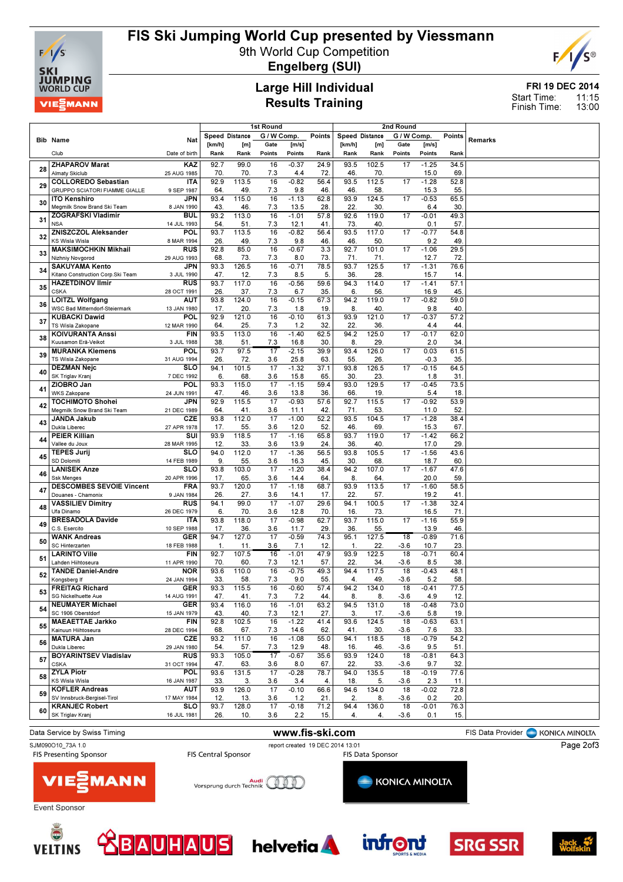# FIS Ski Jumping World Cup presented by Viessmann

9th World Cup Competition

**Engelberg (SUI)**

## Large Hill Individual
## Results Training

FRI 19 DEC 2014
Start Time: 11:15
Finish Time: 13:00

| Bib | Name / Club | Nat / Date of birth | 1st Round Speed [km/h] / Rank | Distance [m] / Rank | Gate / Points | Wind [m/s] / Points | Points / Rank | 2nd Round Speed [km/h] / Rank | Distance [m] / Rank | Gate / Points | Wind [m/s] / Points | Points / Rank | Remarks |
|---|---|---|---|---|---|---|---|---|---|---|---|---|---|
| 28 | ZHAPAROV Marat / Almaty Skiclub | KAZ / 25 AUG 1985 | 92.7 / 70. | 99.0 / 70. | 16 / 7.3 | -0.37 / 4.4 | 24.9 / 72. | 93.5 / 46. | 102.5 / 70. | 17 | -1.25 / 15.0 | 34.5 / 69. | |
| 29 | COLLOREDO Sebastian / GRUPPO SCIATORI FIAMME GIALLE | ITA / 9 SEP 1987 | 92.9 / 64. | 113.5 / 49. | 16 / 7.3 | -0.82 / 9.8 | 56.4 / 46. | 93.5 / 46. | 112.5 / 58. | 17 | -1.28 / 15.3 | 52.8 / 55. | |
| 30 | ITO Kenshiro / Megmilk Snow Brand Ski Team | JPN / 8 JAN 1990 | 93.4 / 43. | 115.0 / 46. | 16 / 7.3 | -1.13 / 13.5 | 62.8 / 28. | 93.9 / 22. | 124.5 / 30. | 17 | -0.53 / 6.4 | 65.5 / 30. | |
| 31 | ZOGRAFSKI Vladimir / NSA | BUL / 14 JUL 1993 | 93.2 / 54. | 113.0 / 51. | 16 / 7.3 | -1.01 / 12.1 | 57.8 / 41. | 92.6 / 73. | 119.0 / 40. | 17 | -0.01 / 0.1 | 49.3 / 57. | |
| 32 | ZNISZCZOL Aleksander / KS Wisla Wisla | POL / 8 MAR 1994 | 93.7 / 26. | 113.5 / 49. | 16 / 7.3 | -0.82 / 9.8 | 56.4 / 46. | 93.5 / 46. | 117.0 / 50. | 17 | -0.77 / 9.2 | 54.8 / 49. | |
| 33 | MAKSIMOCHKIN Mikhail / Nizhniy Novgorod | RUS / 29 AUG 1993 | 92.8 / 68. | 85.0 / 73. | 16 / 7.3 | -0.67 / 8.0 | 3.3 / 73. | 92.7 / 71. | 101.0 / 71. | 17 | -1.06 / 12.7 | 29.5 / 72. | |
| 34 | SAKUYAMA Kento / Kitano Construction Corp.Ski Team | JPN / 3 JUL 1990 | 93.3 / 47. | 126.5 / 12. | 16 / 7.3 | -0.71 / 8.5 | 78.5 / 5. | 93.7 / 36. | 125.5 / 28. | 17 | -1.31 / 15.7 | 76.6 / 14. | |
| 35 | HAZETDINOV Ilmir / CSKA | RUS / 28 OCT 1991 | 93.7 / 26. | 117.0 / 37. | 16 / 7.3 | -0.56 / 6.7 | 59.6 / 35. | 94.3 / 6. | 114.0 / 56. | 17 | -1.41 / 16.9 | 57.1 / 45. | |
| 36 | LOITZL Wolfgang / WSC Bad Mitterndorf-Steiermark | AUT / 13 JAN 1980 | 93.8 / 17. | 124.0 / 20. | 16 / 7.3 | -0.15 / 1.8 | 67.3 / 19. | 94.2 / 8. | 119.0 / 40. | 17 | -0.82 / 9.8 | 59.0 / 40. | |
| 37 | KUBACKI Dawid / TS Wisla Zakopane | POL / 12 MAR 1990 | 92.9 / 64. | 121.0 / 25. | 16 / 7.3 | -0.10 / 1.2 | 61.3 / 32. | 93.9 / 22. | 121.0 / 36. | 17 | -0.37 / 4.4 | 57.2 / 44. | |
| 38 | KOIVURANTA Anssi / Kuusamon Erä-Veikot | FIN / 3 JUL 1988 | 93.5 / 38. | 113.0 / 51. | 16 / 7.3 | -1.40 / 16.8 | 62.5 / 30. | 94.2 / 8. | 125.0 / 29. | 17 | -0.17 / 2.0 | 62.0 / 34. | |
| 39 | MURANKA Klemens / TS Wisla Zakopane | POL / 31 AUG 1994 | 93.7 / 26. | 97.5 / 72. | 17 / 3.6 | -2.15 / 25.8 | 39.9 / 63. | 93.4 / 55. | 126.0 / 26. | 17 | 0.03 / -0.3 | 61.5 / 35. | |
| 40 | DEZMAN Nejc / SK Triglav Kranj | SLO / 7 DEC 1992 | 94.1 / 6. | 101.5 / 68. | 17 / 3.6 | -1.32 / 15.8 | 37.1 / 65. | 93.8 / 30. | 126.5 / 23. | 17 | -0.15 / 1.8 | 64.5 / 31. | |
| 41 | ZIOBRO Jan / WKS Zakopane | POL / 24 JUN 1991 | 93.3 / 47. | 115.0 / 46. | 17 / 3.6 | -1.15 / 13.8 | 59.4 / 36. | 93.0 / 66. | 129.5 / 19. | 17 | -0.45 / 5.4 | 73.5 / 18. | |
| 42 | TOCHIMOTO Shohei / Megmilk Snow Brand Ski Team | JPN / 21 DEC 1989 | 92.9 / 64. | 115.5 / 41. | 17 / 3.6 | -0.93 / 11.1 | 57.6 / 42. | 92.7 / 71. | 115.5 / 53. | 17 | -0.92 / 11.0 | 53.9 / 52. | |
| 43 | JANDA Jakub / Dukla Liberec | CZE / 27 APR 1978 | 93.8 / 17. | 112.0 / 55. | 17 / 3.6 | -1.00 / 12.0 | 52.2 / 52. | 93.5 / 46. | 104.5 / 69. | 17 | -1.28 / 15.3 | 38.4 / 67. | |
| 44 | PEIER Killian / Vallee du Joux | SUI / 28 MAR 1995 | 93.9 / 12. | 118.5 / 33. | 17 / 3.6 | -1.16 / 13.9 | 65.8 / 24. | 93.7 / 36. | 119.0 / 40. | 17 | -1.42 / 17.0 | 66.2 / 29. | |
| 45 | TEPES Jurij / SD Dolomiti | SLO / 14 FEB 1989 | 94.0 / 9. | 112.0 / 55. | 17 / 3.6 | -1.36 / 16.3 | 56.5 / 45. | 93.8 / 30. | 105.5 / 68. | 17 | -1.56 / 18.7 | 43.6 / 60. | |
| 46 | LANISEK Anze / Ssk Menges | SLO / 20 APR 1996 | 93.8 / 17. | 103.0 / 65. | 17 / 3.6 | -1.20 / 14.4 | 38.4 / 64. | 94.2 / 8. | 107.0 / 64. | 17 | -1.67 / 20.0 | 47.6 / 59. | |
| 47 | DESCOMBES SEVOIE Vincent / Douanes - Chamonix | FRA / 9 JAN 1984 | 93.7 / 26. | 120.0 / 27. | 17 / 3.6 | -1.18 / 14.1 | 68.7 / 17. | 93.9 / 22. | 113.5 / 57. | 17 | -1.60 / 19.2 | 58.5 / 41. | |
| 48 | VASSILIEV Dimitry / Ufa Dinamo | RUS / 26 DEC 1979 | 94.1 / 6. | 99.0 / 70. | 17 / 3.6 | -1.07 / 12.8 | 29.6 / 70. | 94.1 / 16. | 100.5 / 73. | 17 | -1.38 / 16.5 | 32.4 / 71. | |
| 49 | BRESADOLA Davide / C.S. Esercito | ITA / 10 SEP 1988 | 93.8 / 17. | 118.0 / 36. | 17 / 3.6 | -0.98 / 11.7 | 62.7 / 29. | 93.7 / 36. | 115.0 / 55. | 17 | -1.16 / 13.9 | 55.9 / 46. | |
| 50 | WANK Andreas / SC Hinterzarten | GER / 18 FEB 1988 | 94.7 / 1. | 127.0 / 11. | 17 / 3.6 | -0.59 / 7.1 | 74.3 / 12. | 95.1 / 1. | 127.5 / 22. | 18 / -3.6 | -0.89 / 10.7 | 71.6 / 23. | |
| 51 | LARINTO Ville / Lahden Hiihtoseura | FIN / 11 APR 1990 | 92.7 / 70. | 107.5 / 60. | 16 / 7.3 | -1.01 / 12.1 | 47.9 / 57. | 93.9 / 22. | 122.5 / 34. | 18 / -3.6 | -0.71 / 8.5 | 60.4 / 38. | |
| 52 | TANDE Daniel-Andre / Kongsberg If | NOR / 24 JAN 1994 | 93.6 / 33. | 110.0 / 58. | 16 / 7.3 | -0.75 / 9.0 | 49.3 / 55. | 94.4 / 4. | 117.5 / 49. | 18 / -3.6 | -0.43 / 5.2 | 48.1 / 58. | |
| 53 | FREITAG Richard / SG Nickelhuette Aue | GER / 14 AUG 1991 | 93.3 / 47. | 115.5 / 41. | 16 / 7.3 | -0.60 / 7.2 | 57.4 / 44. | 94.2 / 8. | 134.0 / 8. | 18 / -3.6 | -0.41 / 4.9 | 77.5 / 12. | |
| 54 | NEUMAYER Michael / SC 1906 Oberstdorf | GER / 15 JAN 1979 | 93.4 / 43. | 116.0 / 40. | 16 / 7.3 | -1.01 / 12.1 | 63.2 / 27. | 94.5 / 3. | 131.0 / 17. | 18 / -3.6 | -0.48 / 5.8 | 73.0 / 19. | |
| 55 | MAEAETTAE Jarkko / Kainuun Hiihtoseura | FIN / 28 DEC 1994 | 92.8 / 68. | 102.5 / 67. | 16 / 7.3 | -1.22 / 14.6 | 41.4 / 62. | 93.6 / 41. | 124.5 / 30. | 18 / -3.6 | -0.63 / 7.6 | 63.1 / 33. | |
| 56 | MATURA Jan / Dukla Liberec | CZE / 29 JAN 1980 | 93.2 / 54. | 111.0 / 57. | 16 / 7.3 | -1.08 / 12.9 | 55.0 / 48. | 94.1 / 16. | 118.5 / 46. | 18 / -3.6 | -0.79 / 9.5 | 54.2 / 51. | |
| 57 | BOYARINTSEV Vladislav / CSKA | RUS / 31 OCT 1994 | 93.3 / 47. | 105.0 / 63. | 17 / 3.6 | -0.67 / 8.0 | 35.6 / 67. | 93.9 / 22. | 124.0 / 33. | 18 / -3.6 | -0.81 / 9.7 | 64.3 / 32. | |
| 58 | ZYLA Piotr / KS Wisla Wisla | POL / 16 JAN 1987 | 93.6 / 33. | 131.5 / 3. | 17 / 3.6 | -0.28 / 3.4 | 78.7 / 4. | 94.0 / 18. | 135.5 / 5. | 18 / -3.6 | -0.19 / 2.3 | 77.6 / 11. | |
| 59 | KOFLER Andreas / SV Innsbruck-Bergisel-Tirol | AUT / 17 MAY 1984 | 93.9 / 12. | 126.0 / 13. | 17 / 3.6 | -0.10 / 1.2 | 66.6 / 21. | 94.6 / 2. | 134.0 / 8. | 18 / -3.6 | -0.02 / 0.2 | 72.8 / 20. | |
| 60 | KRANJEC Robert / SK Triglav Kranj | SLO / 16 JUL 1981 | 93.7 / 26. | 128.0 / 10. | 17 / 3.6 | -0.18 / 2.2 | 71.2 / 15. | 94.4 / 4. | 136.0 / 4. | 18 / -3.6 | -0.01 / 0.1 | 76.3 / 15. | |

Data Service by Swiss Timing — www.fis-ski.com — FIS Data Provider KONICA MINOLTA

SJM090O10_73A 1.0 — report created 19 DEC 2014 13:01

FIS Presenting Sponsor: VIESSMANN — FIS Central Sponsor: Audi Vorsprung durch Technik — FIS Data Sponsor: KONICA MINOLTA

Event Sponsor: VELTINS, BAUHAUS, helvetia, infront, SRG SSR, Jack Wolfskin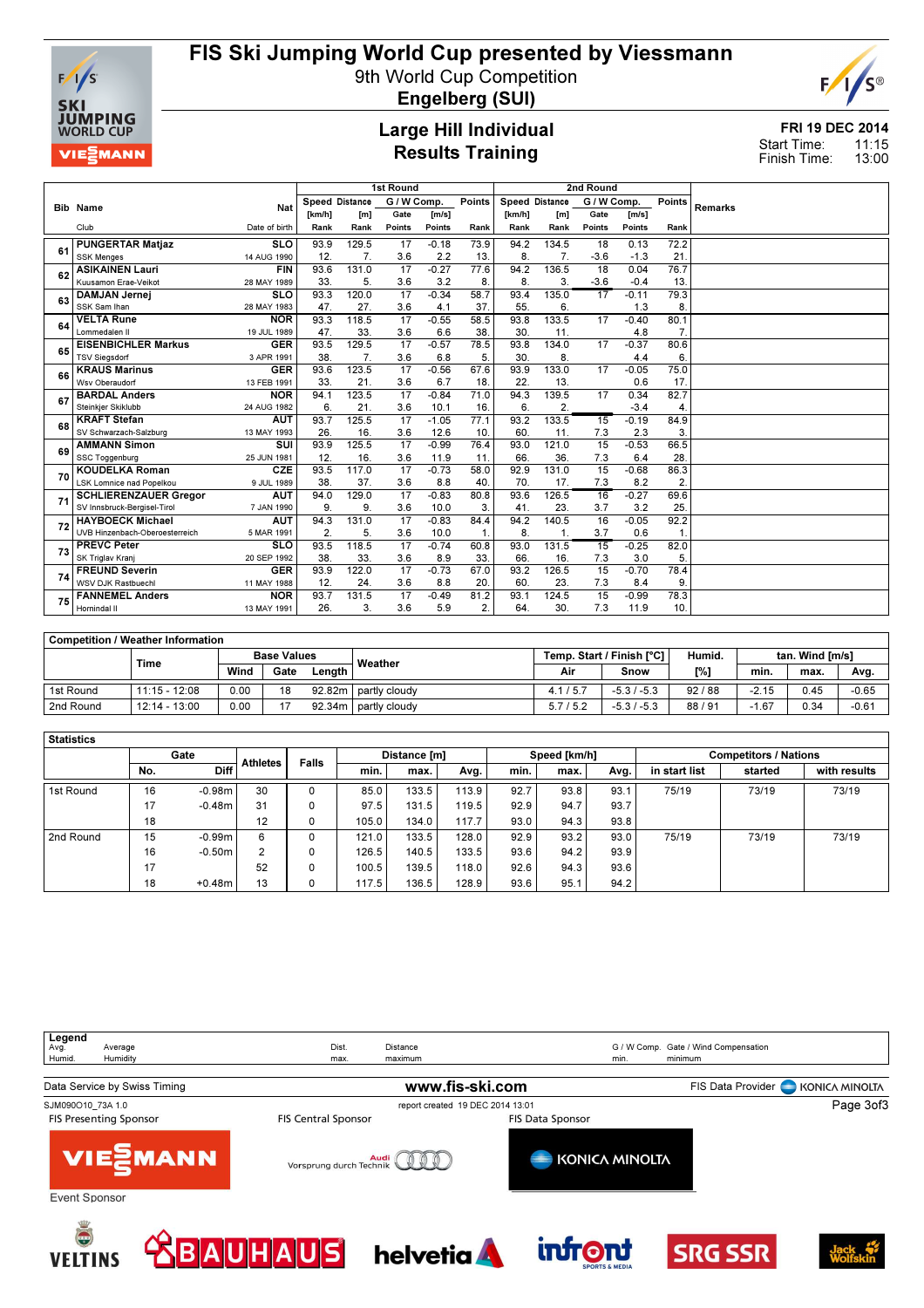# FIS Ski Jumping World Cup presented by Viessmann

9th World Cup Competition

**Engelberg (SUI)**

## Large Hill Individual
## Results Training

FRI 19 DEC 2014
Start Time: 11:15
Finish Time: 13:00

| Bib | Name / Club | Nat / Date of birth | 1st Round Speed [km/h] / Rank | Distance [m] / Rank | G / W Comp. Gate / Points | [m/s] / Points | Points / Rank | 2nd Round Speed [km/h] / Rank | Distance [m] / Rank | G / W Comp. Gate / Points | [m/s] / Points | Points / Rank | Remarks |
|---|---|---|---|---|---|---|---|---|---|---|---|---|---|
| 61 | PUNGERTAR Matjaz<br>SSK Menges | SLO<br>14 AUG 1990 | 93.9<br>12. | 129.5<br>7. | 17<br>3.6 | -0.18<br>2.2 | 73.9<br>13. | 94.2<br>8. | 134.5<br>7. | 18<br>-3.6 | 0.13<br>-1.3 | 72.2<br>21. | |
| 62 | ASIKAINEN Lauri<br>Kuusamon Erae-Veikot | FIN<br>28 MAY 1989 | 93.6<br>33. | 131.0<br>5. | 17<br>3.6 | -0.27<br>3.2 | 77.6<br>8. | 94.2<br>8. | 136.5<br>3. | 18<br>-3.6 | 0.04<br>-0.4 | 76.7<br>13. | |
| 63 | DAMJAN Jernej<br>SSK Sam Ihan | SLO<br>28 MAY 1983 | 93.3<br>47. | 120.0<br>27. | 17<br>3.6 | -0.34<br>4.1 | 58.7<br>37. | 93.4<br>55. | 135.0<br>6. | 17 | -0.11<br>1.3 | 79.3<br>8. | |
| 64 | VELTA Rune<br>Lommedalen Il | NOR<br>19 JUL 1989 | 93.3<br>47. | 118.5<br>33. | 17<br>3.6 | -0.55<br>6.6 | 58.5<br>38. | 93.8<br>30. | 133.5<br>11. | 17 | -0.40<br>4.8 | 80.1<br>7. | |
| 65 | EISENBICHLER Markus<br>TSV Siegsdorf | GER<br>3 APR 1991 | 93.5<br>38. | 129.5<br>7. | 17<br>3.6 | -0.57<br>6.8 | 78.5<br>5. | 93.8<br>30. | 134.0<br>8. | 17 | -0.37<br>4.4 | 80.6<br>6. | |
| 66 | KRAUS Marinus<br>Wsv Oberaudorf | GER<br>13 FEB 1991 | 93.6<br>33. | 123.5<br>21. | 17<br>3.6 | -0.56<br>6.7 | 67.6<br>18. | 93.9<br>22. | 133.0<br>13. | 17 | -0.05<br>0.6 | 75.0<br>17. | |
| 67 | BARDAL Anders<br>Steinkjer Skiklubb | NOR<br>24 AUG 1982 | 94.1<br>6. | 123.5<br>21. | 17<br>3.6 | -0.84<br>10.1 | 71.0<br>16. | 94.3<br>6. | 139.5<br>2. | 17 | 0.34<br>-3.4 | 82.7<br>4. | |
| 68 | KRAFT Stefan<br>SV Schwarzach-Salzburg | AUT<br>13 MAY 1993 | 93.7<br>26. | 125.5<br>16. | 17<br>3.6 | -1.05<br>12.6 | 77.1<br>10. | 93.2<br>60. | 133.5<br>11. | 15<br>7.3 | -0.19<br>2.3 | 84.9<br>3. | |
| 69 | AMMANN Simon<br>SSC Toggenburg | SUI<br>25 JUN 1981 | 93.9<br>12. | 125.5<br>16. | 17<br>3.6 | -0.99<br>11.9 | 76.4<br>11. | 93.0<br>66. | 121.0<br>36. | 15<br>7.3 | -0.53<br>6.4 | 66.5<br>28. | |
| 70 | KOUDELKA Roman<br>LSK Lomnice nad Popelkou | CZE<br>9 JUL 1989 | 93.5<br>38. | 117.0<br>37. | 17<br>3.6 | -0.73<br>8.8 | 58.0<br>40. | 92.9<br>70. | 131.0<br>17. | 15<br>7.3 | -0.68<br>8.2 | 86.3<br>2. | |
| 71 | SCHLIERENZAUER Gregor<br>SV Innsbruck-Bergisel-Tirol | AUT<br>7 JAN 1990 | 94.0<br>9. | 129.0<br>9. | 17<br>3.6 | -0.83<br>10.0 | 80.8<br>3. | 93.6<br>41. | 126.5<br>23. | 16<br>3.7 | -0.27<br>3.2 | 69.6<br>25. | |
| 72 | HAYBOECK Michael<br>UVB Hinzenbach-Oberoesterreich | AUT<br>5 MAR 1991 | 94.3<br>2. | 131.0<br>5. | 17<br>3.6 | -0.83<br>10.0 | 84.4<br>1. | 94.2<br>8. | 140.5<br>1. | 16<br>3.7 | -0.05<br>0.6 | 92.2<br>1. | |
| 73 | PREVC Peter<br>SK Triglav Kranj | SLO<br>20 SEP 1992 | 93.5<br>38. | 118.5<br>33. | 17<br>3.6 | -0.74<br>8.9 | 60.8<br>33. | 93.0<br>66. | 131.5<br>16. | 15<br>7.3 | -0.25<br>3.0 | 82.0<br>5. | |
| 74 | FREUND Severin<br>WSV DJK Rastbuechl | GER<br>11 MAY 1988 | 93.9<br>12. | 122.0<br>24. | 17<br>3.6 | -0.73<br>8.8 | 67.0<br>20. | 93.2<br>60. | 126.5<br>23. | 15<br>7.3 | -0.70<br>8.4 | 78.4<br>9. | |
| 75 | FANNEMEL Anders<br>Hornindal Il | NOR<br>13 MAY 1991 | 93.7<br>26. | 131.5<br>3. | 17<br>3.6 | -0.49<br>5.9 | 81.2<br>2. | 93.1<br>64. | 124.5<br>30. | 15<br>7.3 | -0.99<br>11.9 | 78.3<br>10. | |

### Competition / Weather Information

| | Time | Base Values Wind | Gate | Length | Weather | Temp. Start / Finish [°C] Air | Snow | Humid. [%] | tan. Wind [m/s] min. | max. | Avg. |
|---|---|---|---|---|---|---|---|---|---|---|---|
| 1st Round | 11:15 - 12:08 | 0.00 | 18 | 92.82m | partly cloudy | 4.1 / 5.7 | -5.3 / -5.3 | 92 / 88 | -2.15 | 0.45 | -0.65 |
| 2nd Round | 12:14 - 13:00 | 0.00 | 17 | 92.34m | partly cloudy | 5.7 / 5.2 | -5.3 / -5.3 | 88 / 91 | -1.67 | 0.34 | -0.61 |

### Statistics

| | Gate No. | Diff | Athletes | Falls | Distance [m] min. | max. | Avg. | Speed [km/h] min. | max. | Avg. | Competitors / Nations in start list | started | with results |
|---|---|---|---|---|---|---|---|---|---|---|---|---|---|
| 1st Round | 16 | -0.98m | 30 | 0 | 85.0 | 133.5 | 113.9 | 92.7 | 93.8 | 93.1 | 75/19 | 73/19 | 73/19 |
| | 17 | -0.48m | 31 | 0 | 97.5 | 131.5 | 119.5 | 92.9 | 94.7 | 93.7 | | | |
| | 18 | | 12 | 0 | 105.0 | 134.0 | 117.7 | 93.0 | 94.3 | 93.8 | | | |
| 2nd Round | 15 | -0.99m | 6 | 0 | 121.0 | 133.5 | 128.0 | 92.9 | 93.2 | 93.0 | 75/19 | 73/19 | 73/19 |
| | 16 | -0.50m | 2 | 0 | 126.5 | 140.5 | 133.5 | 93.6 | 94.2 | 93.9 | | | |
| | 17 | | 52 | 0 | 100.5 | 139.5 | 118.0 | 92.6 | 94.3 | 93.6 | | | |
| | 18 | +0.48m | 13 | 0 | 117.5 | 136.5 | 128.9 | 93.6 | 95.1 | 94.2 | | | |

**Legend**
Avg. Average — Humid. Humidity — Dist. Distance — max. maximum — G / W Comp. Gate / Wind Compensation — min. minimum

Data Service by Swiss Timing — www.fis-ski.com — FIS Data Provider KONICA MINOLTA

SJM090O10_73A 1.0 — report created 19 DEC 2014 13:01

FIS Presenting Sponsor — FIS Central Sponsor — FIS Data Sponsor

Event Sponsor